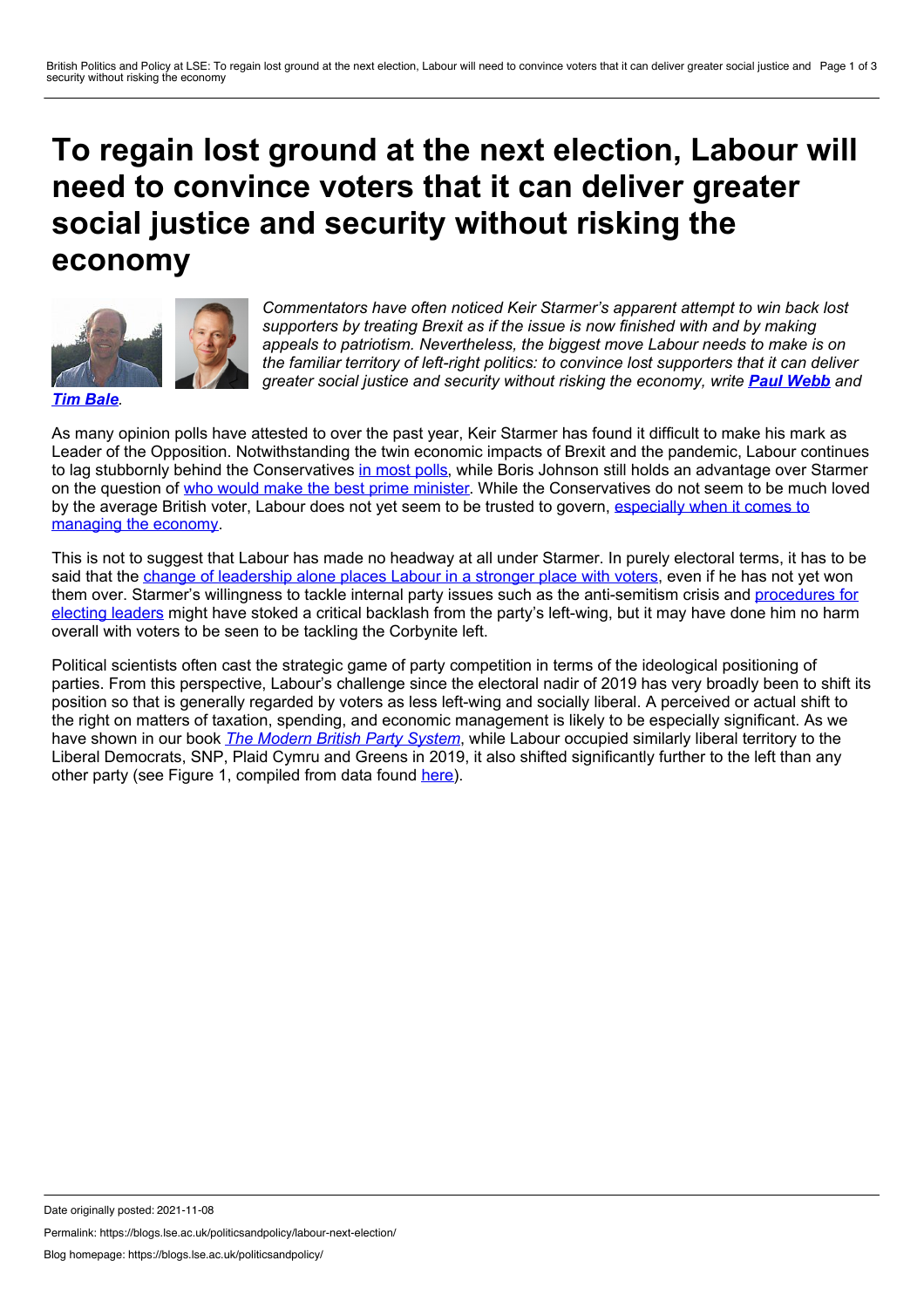# To regain lost ground at the next election, Labour will need to convince voters that it can deliver greater social justice and security without risking the economy

*Commentators have often noticed Keir Starmer's apparent attempt to win back lost supporters by treating Brexit as if the issue is now finished with and by making appeals to patriotism. Nevertheless, the biggest move Labour needs to make is on the familiar territory of left-right politics: to convince lost supporters that it can deliver greater social justice and security without risking the economy, write* ***Paul Webb*** *and* ***Tim Bale****.*

As many opinion polls have attested to over the past year, Keir Starmer has found it difficult to make his mark as Leader of the Opposition. Notwithstanding the twin economic impacts of Brexit and the pandemic, Labour continues to lag stubbornly behind the Conservatives in most polls, while Boris Johnson still holds an advantage over Starmer on the question of who would make the best prime minister. While the Conservatives do not seem to be much loved by the average British voter, Labour does not yet seem to be trusted to govern, especially when it comes to managing the economy.

This is not to suggest that Labour has made no headway at all under Starmer. In purely electoral terms, it has to be said that the change of leadership alone places Labour in a stronger place with voters, even if he has not yet won them over. Starmer's willingness to tackle internal party issues such as the anti-semitism crisis and procedures for electing leaders might have stoked a critical backlash from the party's left-wing, but it may have done him no harm overall with voters to be seen to be tackling the Corbynite left.

Political scientists often cast the strategic game of party competition in terms of the ideological positioning of parties. From this perspective, Labour's challenge since the electoral nadir of 2019 has very broadly been to shift its position so that is generally regarded by voters as less left-wing and socially liberal. A perceived or actual shift to the right on matters of taxation, spending, and economic management is likely to be especially significant. As we have shown in our book *The Modern British Party System*, while Labour occupied similarly liberal territory to the Liberal Democrats, SNP, Plaid Cymru and Greens in 2019, it also shifted significantly further to the left than any other party (see Figure 1, compiled from data found here).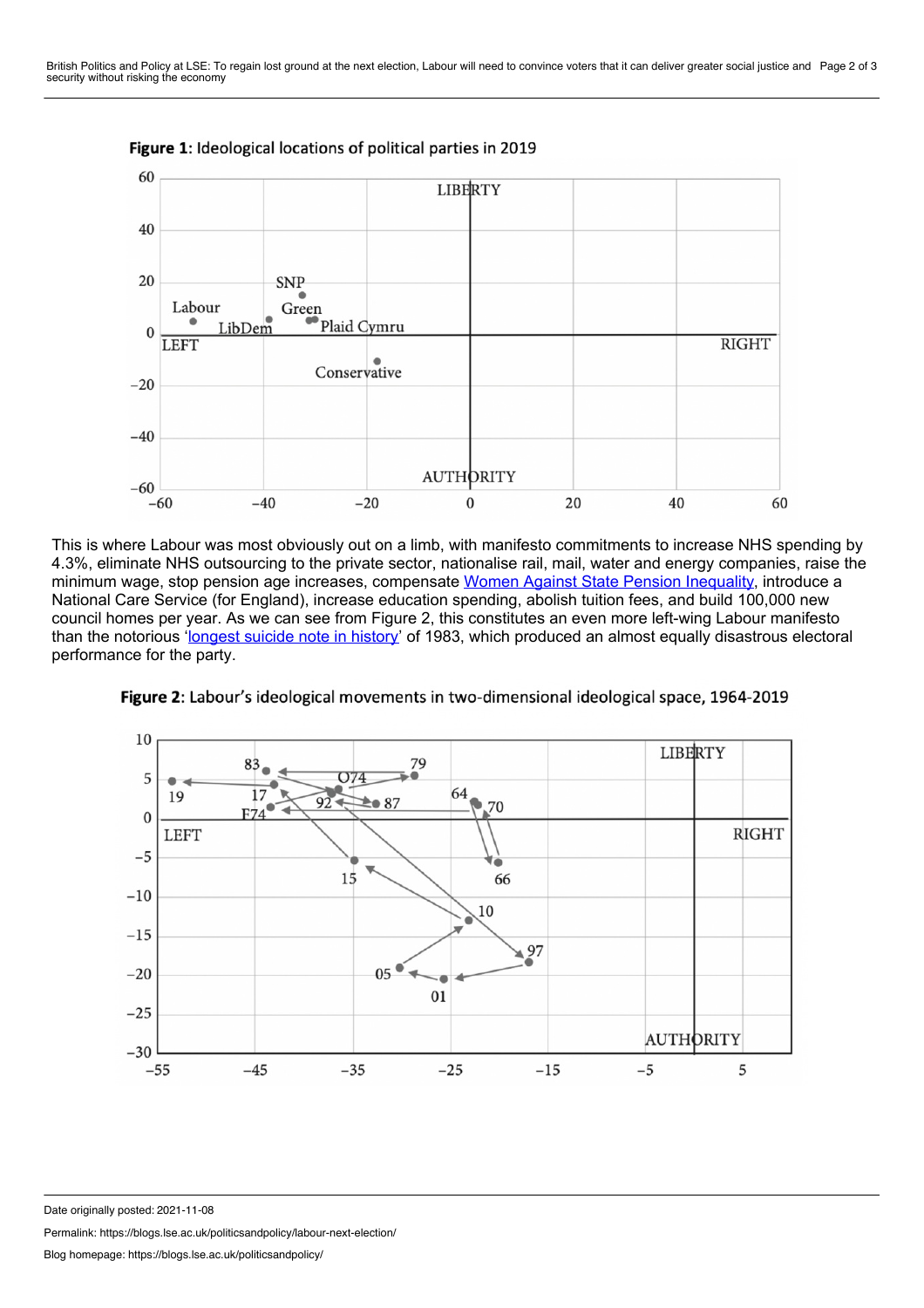**Figure 1**: Ideological locations of political parties in 2019

This is where Labour was most obviously out on a limb, with manifesto commitments to increase NHS spending by 4.3%, eliminate NHS outsourcing to the private sector, nationalise rail, mail, water and energy companies, raise the minimum wage, stop pension age increases, compensate Women Against State Pension Inequality, introduce a National Care Service (for England), increase education spending, abolish tuition fees, and build 100,000 new council homes per year. As we can see from Figure 2, this constitutes an even more left-wing Labour manifesto than the notorious 'longest suicide note in history' of 1983, which produced an almost equally disastrous electoral performance for the party.

**Figure 2**: Labour's ideological movements in two-dimensional ideological space, 1964-2019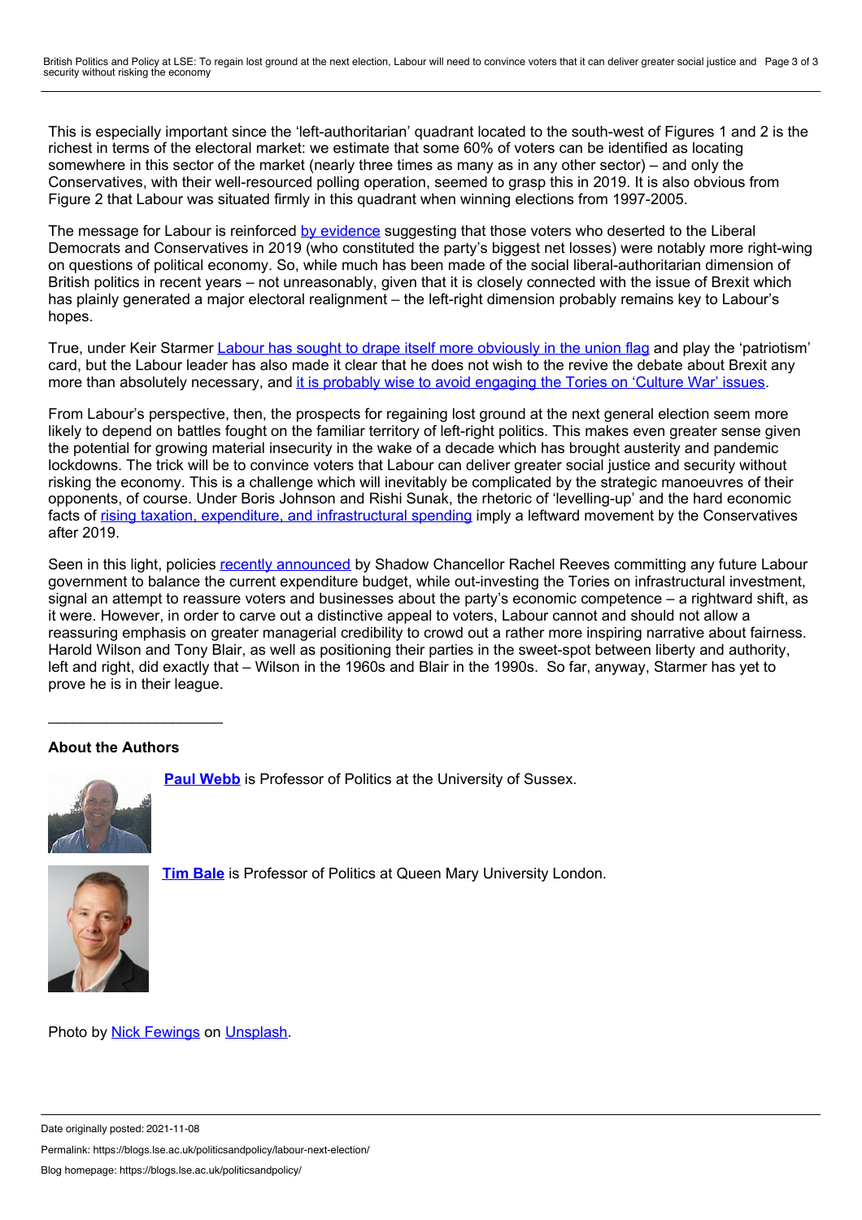This is especially important since the 'left-authoritarian' quadrant located to the south-west of Figures 1 and 2 is the richest in terms of the electoral market: we estimate that some 60% of voters can be identified as locating somewhere in this sector of the market (nearly three times as many as in any other sector) – and only the Conservatives, with their well-resourced polling operation, seemed to grasp this in 2019. It is also obvious from Figure 2 that Labour was situated firmly in this quadrant when winning elections from 1997-2005.

The message for Labour is reinforced by evidence suggesting that those voters who deserted to the Liberal Democrats and Conservatives in 2019 (who constituted the party's biggest net losses) were notably more right-wing on questions of political economy. So, while much has been made of the social liberal-authoritarian dimension of British politics in recent years – not unreasonably, given that it is closely connected with the issue of Brexit which has plainly generated a major electoral realignment – the left-right dimension probably remains key to Labour's hopes.

True, under Keir Starmer Labour has sought to drape itself more obviously in the union flag and play the 'patriotism' card, but the Labour leader has also made it clear that he does not wish to the revive the debate about Brexit any more than absolutely necessary, and it is probably wise to avoid engaging the Tories on 'Culture War' issues.

From Labour's perspective, then, the prospects for regaining lost ground at the next general election seem more likely to depend on battles fought on the familiar territory of left-right politics. This makes even greater sense given the potential for growing material insecurity in the wake of a decade which has brought austerity and pandemic lockdowns. The trick will be to convince voters that Labour can deliver greater social justice and security without risking the economy. This is a challenge which will inevitably be complicated by the strategic manoeuvres of their opponents, of course. Under Boris Johnson and Rishi Sunak, the rhetoric of 'levelling-up' and the hard economic facts of rising taxation, expenditure, and infrastructural spending imply a leftward movement by the Conservatives after 2019.

Seen in this light, policies recently announced by Shadow Chancellor Rachel Reeves committing any future Labour government to balance the current expenditure budget, while out-investing the Tories on infrastructural investment, signal an attempt to reassure voters and businesses about the party's economic competence – a rightward shift, as it were. However, in order to carve out a distinctive appeal to voters, Labour cannot and should not allow a reassuring emphasis on greater managerial credibility to crowd out a rather more inspiring narrative about fairness. Harold Wilson and Tony Blair, as well as positioning their parties in the sweet-spot between liberty and authority, left and right, did exactly that – Wilson in the 1960s and Blair in the 1990s. So far, anyway, Starmer has yet to prove he is in their league.

---

### About the Authors

**Paul Webb** is Professor of Politics at the University of Sussex.

**Tim Bale** is Professor of Politics at Queen Mary University London.

Photo by Nick Fewings on Unsplash.

---

Date originally posted: 2021-11-08

Permalink: https://blogs.lse.ac.uk/politicsandpolicy/labour-next-election/

Blog homepage: https://blogs.lse.ac.uk/politicsandpolicy/